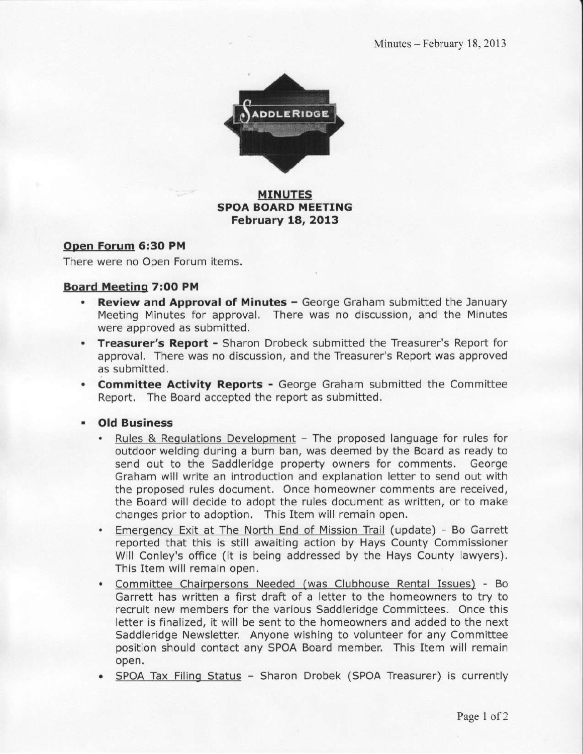# MINUTES
## SPOA BOARD MEETING
## February 18, 2013

### Open Forum 6:30 PM

There were no Open Forum items.

### Board Meeting 7:00 PM

- **Review and Approval of Minutes –** George Graham submitted the January Meeting Minutes for approval. There was no discussion, and the Minutes were approved as submitted.
- **Treasurer's Report -** Sharon Drobeck submitted the Treasurer's Report for approval. There was no discussion, and the Treasurer's Report was approved as submitted.
- **Committee Activity Reports -** George Graham submitted the Committee Report. The Board accepted the report as submitted.
- **Old Business**
  - Rules & Regulations Development – The proposed language for rules for outdoor welding during a burn ban, was deemed by the Board as ready to send out to the Saddleridge property owners for comments. George Graham will write an introduction and explanation letter to send out with the proposed rules document. Once homeowner comments are received, the Board will decide to adopt the rules document as written, or to make changes prior to adoption. This Item will remain open.
  - Emergency Exit at The North End of Mission Trail (update) - Bo Garrett reported that this is still awaiting action by Hays County Commissioner Will Conley's office (it is being addressed by the Hays County lawyers). This Item will remain open.
  - Committee Chairpersons Needed (was Clubhouse Rental Issues) - Bo Garrett has written a first draft of a letter to the homeowners to try to recruit new members for the various Saddleridge Committees. Once this letter is finalized, it will be sent to the homeowners and added to the next Saddleridge Newsletter. Anyone wishing to volunteer for any Committee position should contact any SPOA Board member. This Item will remain open.
  - SPOA Tax Filing Status – Sharon Drobek (SPOA Treasurer) is currently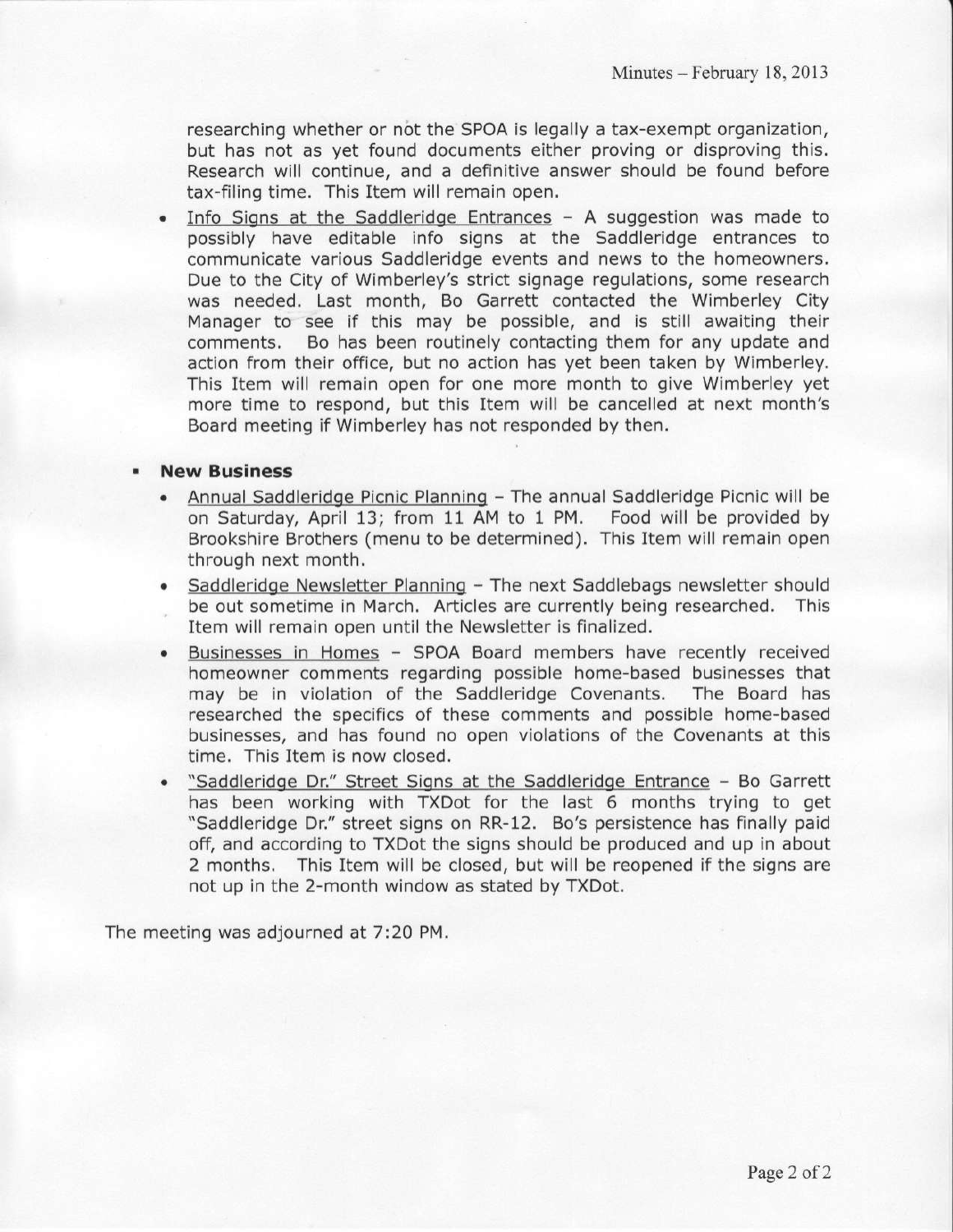researching whether or not the SPOA is legally a tax-exempt organization, but has not as yet found documents either proving or disproving this. Research will continue, and a definitive answer should be found before tax-filing time. This Item will remain open.

- Info Signs at the Saddleridge Entrances – A suggestion was made to possibly have editable info signs at the Saddleridge entrances to communicate various Saddleridge events and news to the homeowners. Due to the City of Wimberley's strict signage regulations, some research was needed. Last month, Bo Garrett contacted the Wimberley City Manager to see if this may be possible, and is still awaiting their comments. Bo has been routinely contacting them for any update and action from their office, but no action has yet been taken by Wimberley. This Item will remain open for one more month to give Wimberley yet more time to respond, but this Item will be cancelled at next month's Board meeting if Wimberley has not responded by then.

- **New Business**
  - Annual Saddleridge Picnic Planning – The annual Saddleridge Picnic will be on Saturday, April 13; from 11 AM to 1 PM. Food will be provided by Brookshire Brothers (menu to be determined). This Item will remain open through next month.
  - Saddleridge Newsletter Planning – The next Saddlebags newsletter should be out sometime in March. Articles are currently being researched. This Item will remain open until the Newsletter is finalized.
  - Businesses in Homes – SPOA Board members have recently received homeowner comments regarding possible home-based businesses that may be in violation of the Saddleridge Covenants. The Board has researched the specifics of these comments and possible home-based businesses, and has found no open violations of the Covenants at this time. This Item is now closed.
  - "Saddleridge Dr." Street Signs at the Saddleridge Entrance – Bo Garrett has been working with TXDot for the last 6 months trying to get "Saddleridge Dr." street signs on RR-12. Bo's persistence has finally paid off, and according to TXDot the signs should be produced and up in about 2 months. This Item will be closed, but will be reopened if the signs are not up in the 2-month window as stated by TXDot.

The meeting was adjourned at 7:20 PM.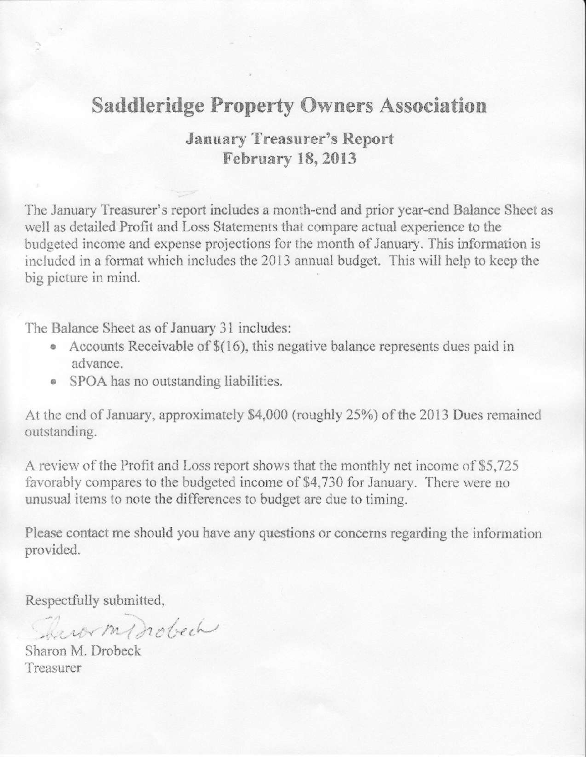# Saddleridge Property Owners Association

## January Treasurer's Report
## February 18, 2013

The January Treasurer's report includes a month-end and prior year-end Balance Sheet as well as detailed Profit and Loss Statements that compare actual experience to the budgeted income and expense projections for the month of January. This information is included in a format which includes the 2013 annual budget. This will help to keep the big picture in mind.

The Balance Sheet as of January 31 includes:

- Accounts Receivable of $(16), this negative balance represents dues paid in advance.
- SPOA has no outstanding liabilities.

At the end of January, approximately $4,000 (roughly 25%) of the 2013 Dues remained outstanding.

A review of the Profit and Loss report shows that the monthly net income of $5,725 favorably compares to the budgeted income of $4,730 for January. There were no unusual items to note the differences to budget are due to timing.

Please contact me should you have any questions or concerns regarding the information provided.

Respectfully submitted,

Sharon M. Drobeck

Sharon M. Drobeck
Treasurer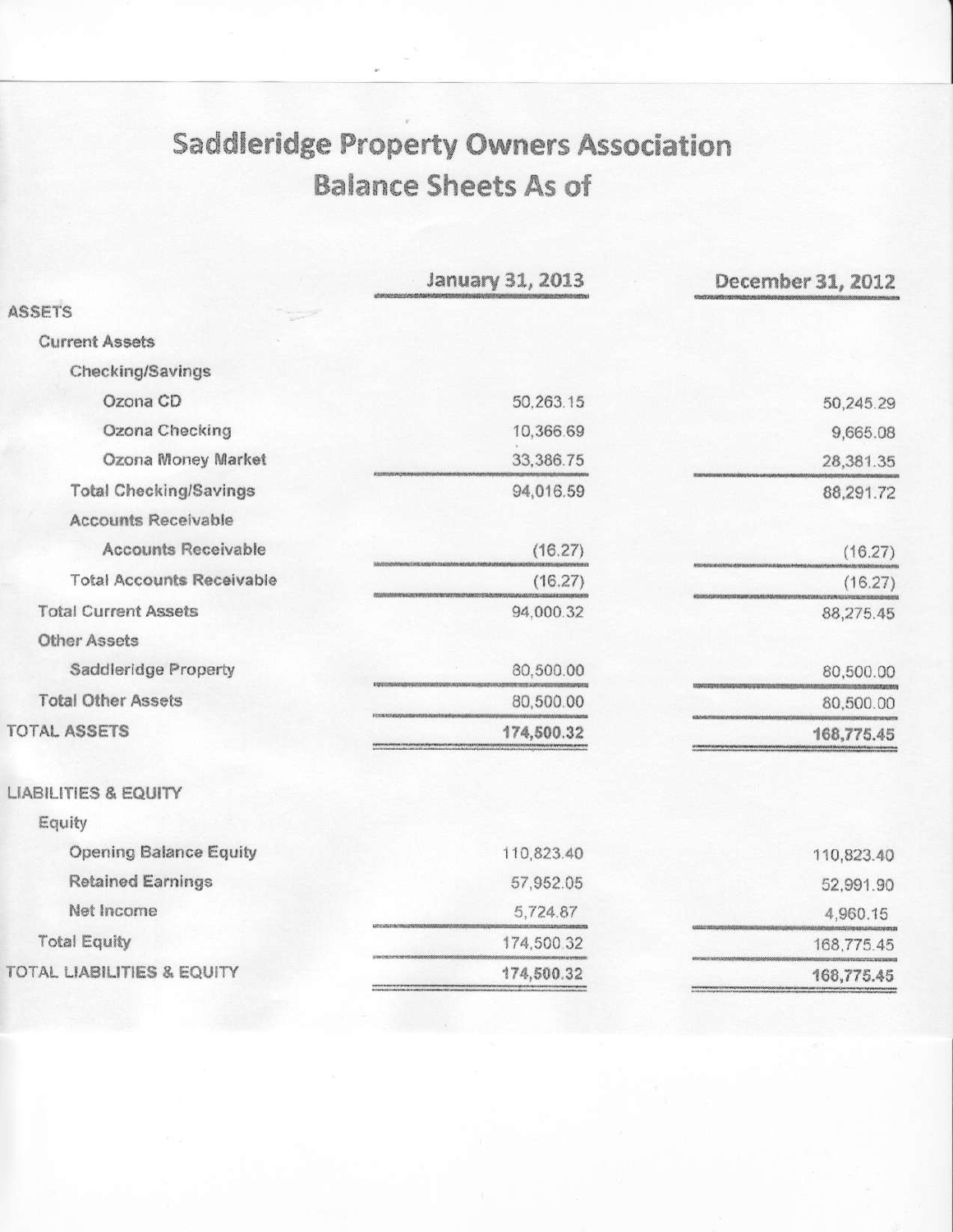# Saddleridge Property Owners Association
## Balance Sheets As of

| | January 31, 2013 | December 31, 2012 |
|---|---|---|
| **ASSETS** | | |
| Current Assets | | |
| Checking/Savings | | |
| Ozona CD | 50,263.15 | 50,245.29 |
| Ozona Checking | 10,366.69 | 9,665.08 |
| Ozona Money Market | 33,386.75 | 28,381.35 |
| Total Checking/Savings | 94,016.59 | 88,291.72 |
| Accounts Receivable | | |
| Accounts Receivable | (16.27) | (16.27) |
| Total Accounts Receivable | (16.27) | (16.27) |
| Total Current Assets | 94,000.32 | 88,275.45 |
| Other Assets | | |
| Saddleridge Property | 80,500.00 | 80,500.00 |
| Total Other Assets | 80,500.00 | 80,500.00 |
| **TOTAL ASSETS** | **174,500.32** | **168,775.45** |
| | | |
| **LIABILITIES & EQUITY** | | |
| Equity | | |
| Opening Balance Equity | 110,823.40 | 110,823.40 |
| Retained Earnings | 57,952.05 | 52,991.90 |
| Net Income | 5,724.87 | 4,960.15 |
| Total Equity | 174,500.32 | 168,775.45 |
| **TOTAL LIABILITIES & EQUITY** | **174,500.32** | **168,775.45** |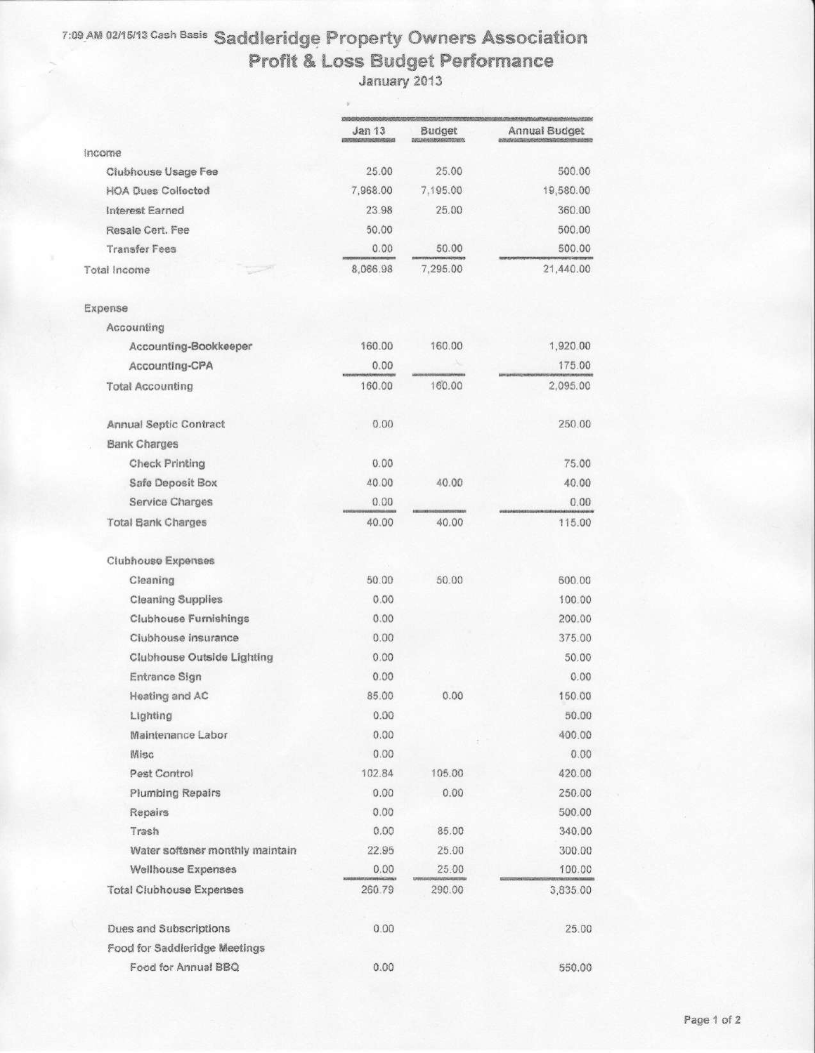7:09 AM 02/15/13 Cash Basis

# Saddleridge Property Owners Association

## Profit & Loss Budget Performance

January 2013

| | Jan 13 | Budget | Annual Budget |
|---|---|---|---|
| **Income** | | | |
| Clubhouse Usage Fee | 25.00 | 25.00 | 500.00 |
| HOA Dues Collected | 7,968.00 | 7,195.00 | 19,580.00 |
| Interest Earned | 23.98 | 25.00 | 360.00 |
| Resale Cert. Fee | 50.00 | | 500.00 |
| Transfer Fees | 0.00 | 50.00 | 500.00 |
| **Total Income** | 8,066.98 | 7,295.00 | 21,440.00 |
| | | | |
| **Expense** | | | |
| Accounting | | | |
| Accounting-Bookkeeper | 160.00 | 160.00 | 1,920.00 |
| Accounting-CPA | 0.00 | | 175.00 |
| Total Accounting | 160.00 | 160.00 | 2,095.00 |
| | | | |
| Annual Septic Contract | 0.00 | | 250.00 |
| Bank Charges | | | |
| Check Printing | 0.00 | | 75.00 |
| Safe Deposit Box | 40.00 | 40.00 | 40.00 |
| Service Charges | 0.00 | | 0.00 |
| Total Bank Charges | 40.00 | 40.00 | 115.00 |
| | | | |
| Clubhouse Expenses | | | |
| Cleaning | 50.00 | 50.00 | 600.00 |
| Cleaning Supplies | 0.00 | | 100.00 |
| Clubhouse Furnishings | 0.00 | | 200.00 |
| Clubhouse insurance | 0.00 | | 375.00 |
| Clubhouse Outside Lighting | 0.00 | | 50.00 |
| Entrance Sign | 0.00 | | 0.00 |
| Heating and AC | 85.00 | 0.00 | 150.00 |
| Lighting | 0.00 | | 50.00 |
| Maintenance Labor | 0.00 | | 400.00 |
| Misc | 0.00 | | 0.00 |
| Pest Control | 102.84 | 105.00 | 420.00 |
| Plumbing Repairs | 0.00 | 0.00 | 250.00 |
| Repairs | 0.00 | | 500.00 |
| Trash | 0.00 | 85.00 | 340.00 |
| Water softener monthly maintain | 22.95 | 25.00 | 300.00 |
| Wellhouse Expenses | 0.00 | 25.00 | 100.00 |
| Total Clubhouse Expenses | 260.79 | 290.00 | 3,835.00 |
| | | | |
| Dues and Subscriptions | 0.00 | | 25.00 |
| Food for Saddleridge Meetings | | | |
| Food for Annual BBQ | 0.00 | | 550.00 |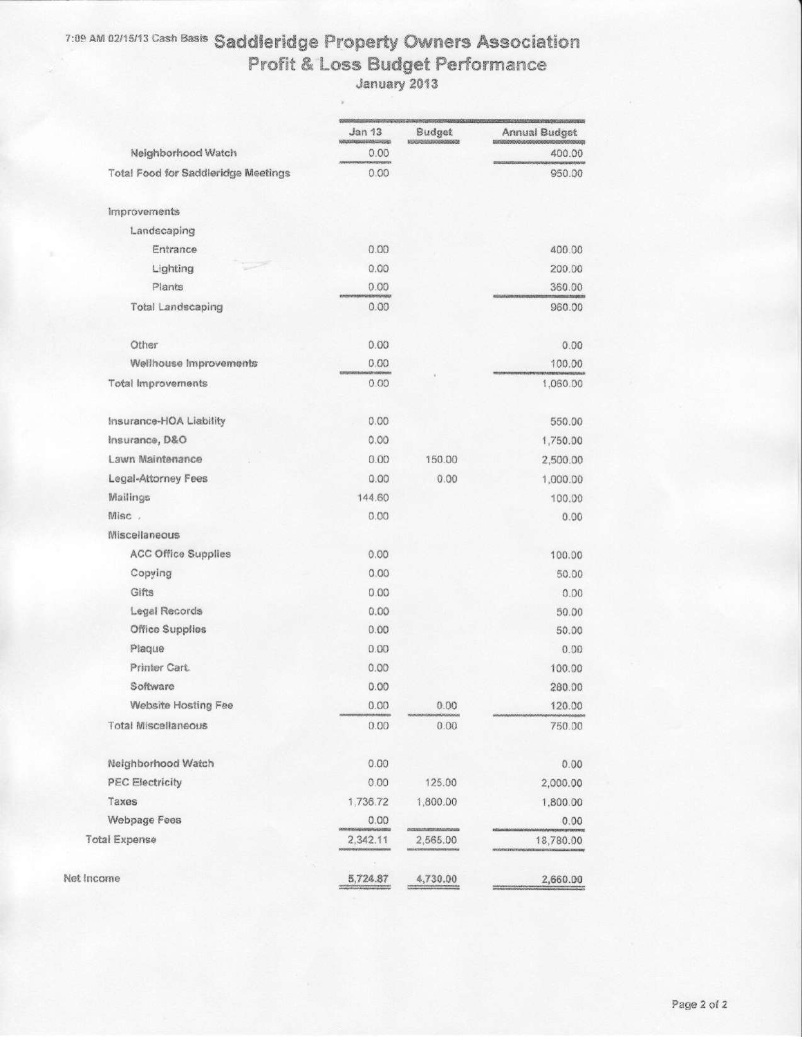7:09 AM 02/15/13 Cash Basis

# Saddleridge Property Owners Association

## Profit & Loss Budget Performance

### January 2013

| | Jan 13 | Budget | Annual Budget |
|---|---|---|---|
| Neighborhood Watch | 0.00 | | 400.00 |
| Total Food for Saddleridge Meetings | 0.00 | | 950.00 |
| | | | |
| Improvements | | | |
| Landscaping | | | |
| Entrance | 0.00 | | 400.00 |
| Lighting | 0.00 | | 200.00 |
| Plants | 0.00 | | 360.00 |
| Total Landscaping | 0.00 | | 960.00 |
| | | | |
| Other | 0.00 | | 0.00 |
| Wellhouse Improvements | 0.00 | | 100.00 |
| Total Improvements | 0.00 | | 1,060.00 |
| | | | |
| Insurance-HOA Liability | 0.00 | | 550.00 |
| Insurance, D&O | 0.00 | | 1,750.00 |
| Lawn Maintenance | 0.00 | 150.00 | 2,500.00 |
| Legal-Attorney Fees | 0.00 | 0.00 | 1,000.00 |
| Mailings | 144.60 | | 100.00 |
| Misc . | 0.00 | | 0.00 |
| Miscellaneous | | | |
| ACC Office Supplies | 0.00 | | 100.00 |
| Copying | 0.00 | | 50.00 |
| Gifts | 0.00 | | 0.00 |
| Legal Records | 0.00 | | 50.00 |
| Office Supplies | 0.00 | | 50.00 |
| Plaque | 0.00 | | 0.00 |
| Printer Cart. | 0.00 | | 100.00 |
| Software | 0.00 | | 280.00 |
| Website Hosting Fee | 0.00 | 0.00 | 120.00 |
| Total Miscellaneous | 0.00 | 0.00 | 750.00 |
| | | | |
| Neighborhood Watch | 0.00 | | 0.00 |
| PEC Electricity | 0.00 | 125.00 | 2,000.00 |
| Taxes | 1,736.72 | 1,800.00 | 1,800.00 |
| Webpage Fees | 0.00 | | 0.00 |
| Total Expense | 2,342.11 | 2,565.00 | 18,780.00 |
| | | | |
| Net Income | 5,724.87 | 4,730.00 | 2,660.00 |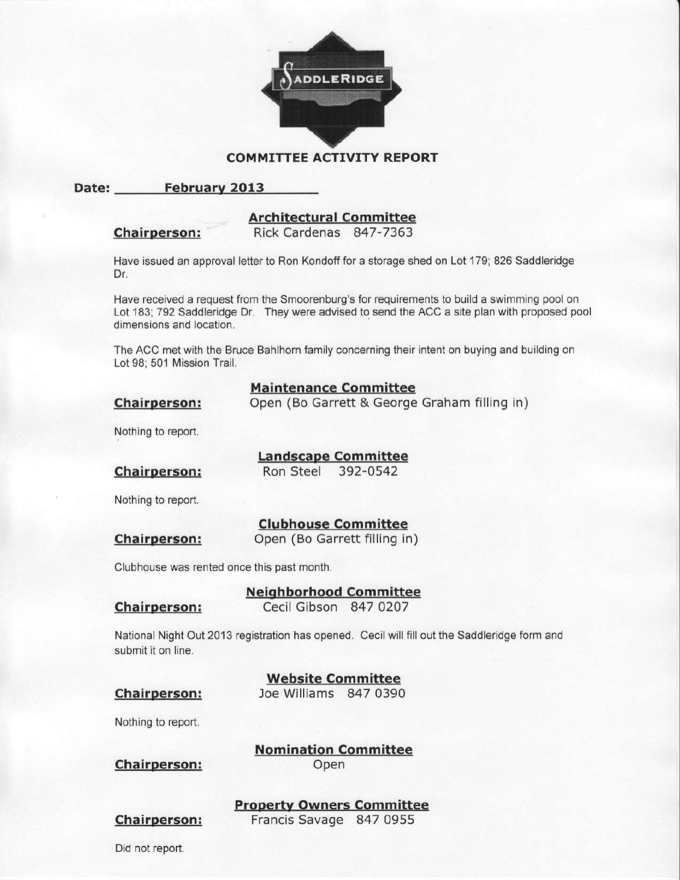SADDLERIDGE

## COMMITTEE ACTIVITY REPORT

**Date:** **February 2013**

### Architectural Committee

**Chairperson:** Rick Cardenas 847-7363

Have issued an approval letter to Ron Kondoff for a storage shed on Lot 179; 826 Saddleridge Dr.

Have received a request from the Smoorenburg's for requirements to build a swimming pool on Lot 183; 792 Saddleridge Dr. They were advised to send the ACC a site plan with proposed pool dimensions and location.

The ACC met with the Bruce Bahlhorn family concerning their intent on buying and building on Lot 98; 501 Mission Trail.

### Maintenance Committee

**Chairperson:** Open (Bo Garrett & George Graham filling in)

Nothing to report.

### Landscape Committee

**Chairperson:** Ron Steel 392-0542

Nothing to report.

### Clubhouse Committee

**Chairperson:** Open (Bo Garrett filling in)

Clubhouse was rented once this past month.

### Neighborhood Committee

**Chairperson:** Cecil Gibson 847 0207

National Night Out 2013 registration has opened. Cecil will fill out the Saddleridge form and submit it on line.

### Website Committee

**Chairperson:** Joe Williams 847 0390

Nothing to report.

### Nomination Committee

**Chairperson:** Open

### Property Owners Committee

**Chairperson:** Francis Savage 847 0955

Did not report.